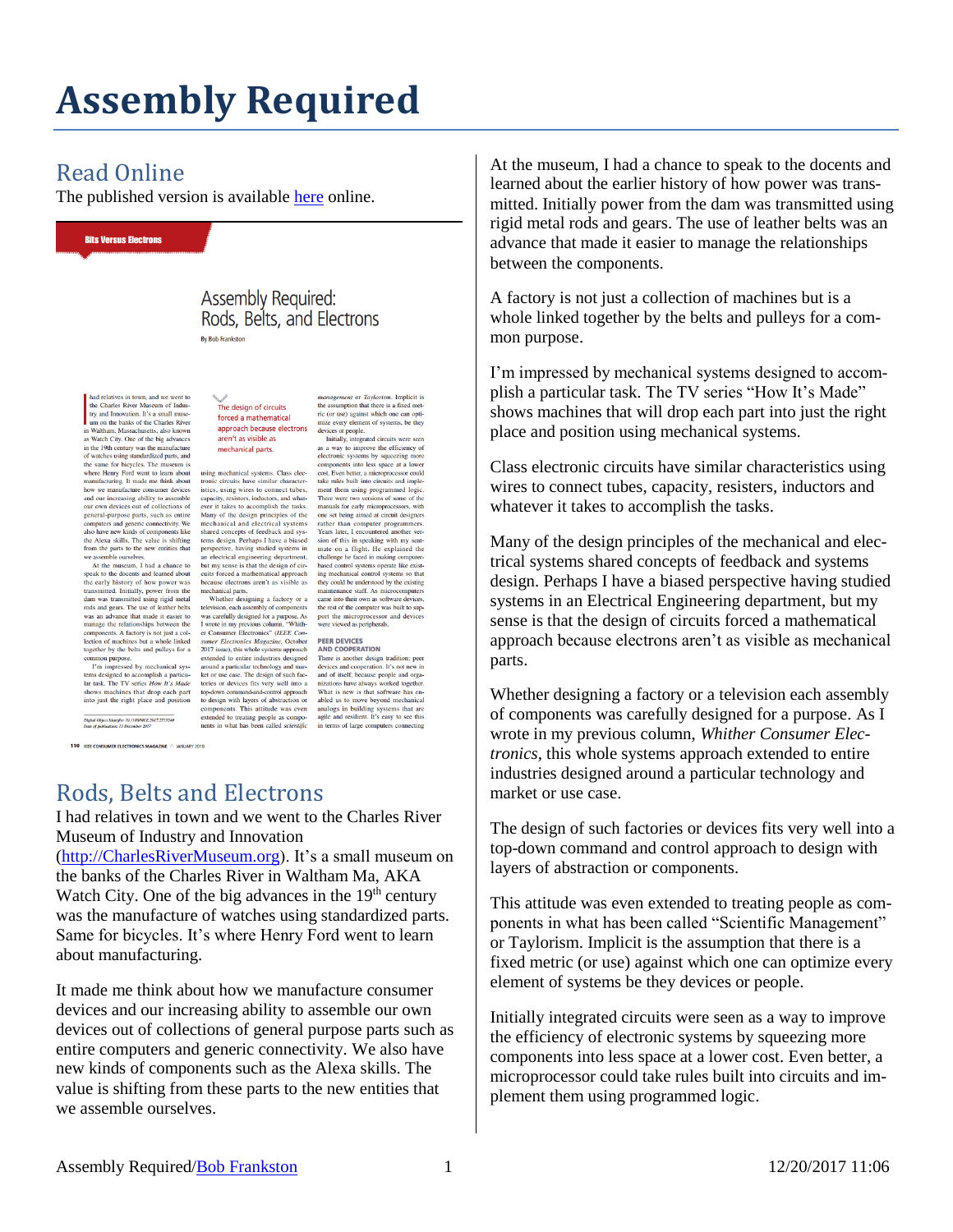# Assembly Required

## Read Online

The published version is available here online.

## Rods, Belts and Electrons

I had relatives in town and we went to the Charles River Museum of Industry and Innovation (http://CharlesRiverMuseum.org). It's a small museum on the banks of the Charles River in Waltham Ma, AKA Watch City. One of the big advances in the 19th century was the manufacture of watches using standardized parts. Same for bicycles. It's where Henry Ford went to learn about manufacturing.

It made me think about how we manufacture consumer devices and our increasing ability to assemble our own devices out of collections of general purpose parts such as entire computers and generic connectivity. We also have new kinds of components such as the Alexa skills. The value is shifting from these parts to the new entities that we assemble ourselves.

At the museum, I had a chance to speak to the docents and learned about the earlier history of how power was transmitted. Initially power from the dam was transmitted using rigid metal rods and gears. The use of leather belts was an advance that made it easier to manage the relationships between the components.

A factory is not just a collection of machines but is a whole linked together by the belts and pulleys for a common purpose.

I'm impressed by mechanical systems designed to accomplish a particular task. The TV series "How It's Made" shows machines that will drop each part into just the right place and position using mechanical systems.

Class electronic circuits have similar characteristics using wires to connect tubes, capacity, resisters, inductors and whatever it takes to accomplish the tasks.

Many of the design principles of the mechanical and electrical systems shared concepts of feedback and systems design. Perhaps I have a biased perspective having studied systems in an Electrical Engineering department, but my sense is that the design of circuits forced a mathematical approach because electrons aren't as visible as mechanical parts.

Whether designing a factory or a television each assembly of components was carefully designed for a purpose. As I wrote in my previous column, *Whither Consumer Electronics*, this whole systems approach extended to entire industries designed around a particular technology and market or use case.

The design of such factories or devices fits very well into a top-down command and control approach to design with layers of abstraction or components.

This attitude was even extended to treating people as components in what has been called "Scientific Management" or Taylorism. Implicit is the assumption that there is a fixed metric (or use) against which one can optimize every element of systems be they devices or people.

Initially integrated circuits were seen as a way to improve the efficiency of electronic systems by squeezing more components into less space at a lower cost. Even better, a microprocessor could take rules built into circuits and implement them using programmed logic.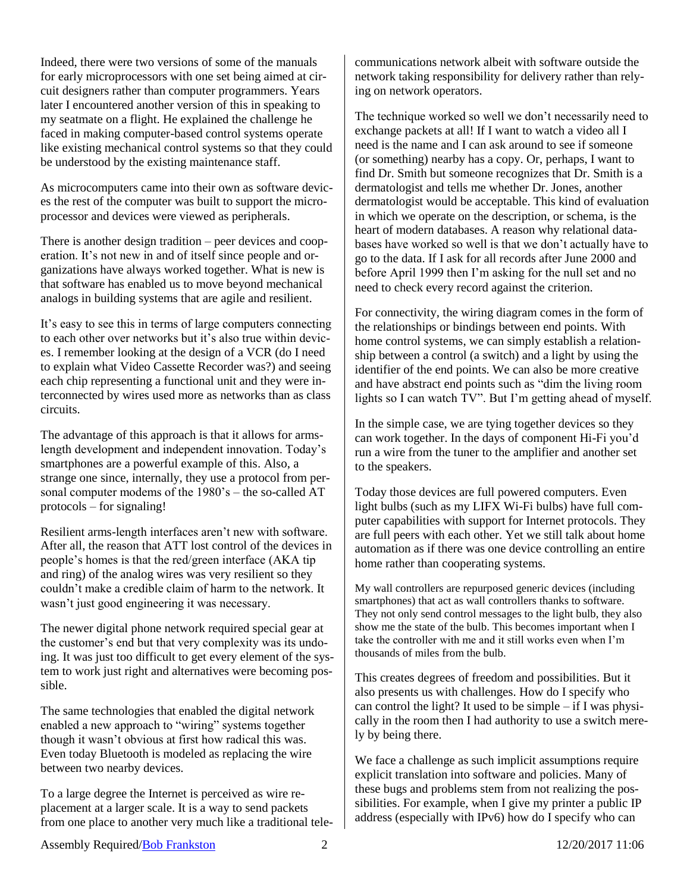Indeed, there were two versions of some of the manuals for early microprocessors with one set being aimed at circuit designers rather than computer programmers. Years later I encountered another version of this in speaking to my seatmate on a flight. He explained the challenge he faced in making computer-based control systems operate like existing mechanical control systems so that they could be understood by the existing maintenance staff.

As microcomputers came into their own as software devices the rest of the computer was built to support the microprocessor and devices were viewed as peripherals.

There is another design tradition – peer devices and cooperation. It's not new in and of itself since people and organizations have always worked together. What is new is that software has enabled us to move beyond mechanical analogs in building systems that are agile and resilient.

It's easy to see this in terms of large computers connecting to each other over networks but it's also true within devices. I remember looking at the design of a VCR (do I need to explain what Video Cassette Recorder was?) and seeing each chip representing a functional unit and they were interconnected by wires used more as networks than as class circuits.

The advantage of this approach is that it allows for arms-length development and independent innovation. Today's smartphones are a powerful example of this. Also, a strange one since, internally, they use a protocol from personal computer modems of the 1980's – the so-called AT protocols – for signaling!

Resilient arms-length interfaces aren't new with software. After all, the reason that ATT lost control of the devices in people's homes is that the red/green interface (AKA tip and ring) of the analog wires was very resilient so they couldn't make a credible claim of harm to the network. It wasn't just good engineering it was necessary.

The newer digital phone network required special gear at the customer's end but that very complexity was its undoing. It was just too difficult to get every element of the system to work just right and alternatives were becoming possible.

The same technologies that enabled the digital network enabled a new approach to "wiring" systems together though it wasn't obvious at first how radical this was. Even today Bluetooth is modeled as replacing the wire between two nearby devices.

To a large degree the Internet is perceived as wire replacement at a larger scale. It is a way to send packets from one place to another very much like a traditional telecommunications network albeit with software outside the network taking responsibility for delivery rather than relying on network operators.

The technique worked so well we don't necessarily need to exchange packets at all! If I want to watch a video all I need is the name and I can ask around to see if someone (or something) nearby has a copy. Or, perhaps, I want to find Dr. Smith but someone recognizes that Dr. Smith is a dermatologist and tells me whether Dr. Jones, another dermatologist would be acceptable. This kind of evaluation in which we operate on the description, or schema, is the heart of modern databases. A reason why relational databases have worked so well is that we don't actually have to go to the data. If I ask for all records after June 2000 and before April 1999 then I'm asking for the null set and no need to check every record against the criterion.

For connectivity, the wiring diagram comes in the form of the relationships or bindings between end points. With home control systems, we can simply establish a relationship between a control (a switch) and a light by using the identifier of the end points. We can also be more creative and have abstract end points such as "dim the living room lights so I can watch TV". But I'm getting ahead of myself.

In the simple case, we are tying together devices so they can work together. In the days of component Hi-Fi you'd run a wire from the tuner to the amplifier and another set to the speakers.

Today those devices are full powered computers. Even light bulbs (such as my LIFX Wi-Fi bulbs) have full computer capabilities with support for Internet protocols. They are full peers with each other. Yet we still talk about home automation as if there was one device controlling an entire home rather than cooperating systems.

My wall controllers are repurposed generic devices (including smartphones) that act as wall controllers thanks to software. They not only send control messages to the light bulb, they also show me the state of the bulb. This becomes important when I take the controller with me and it still works even when I'm thousands of miles from the bulb.

This creates degrees of freedom and possibilities. But it also presents us with challenges. How do I specify who can control the light? It used to be simple – if I was physically in the room then I had authority to use a switch merely by being there.

We face a challenge as such implicit assumptions require explicit translation into software and policies. Many of these bugs and problems stem from not realizing the possibilities. For example, when I give my printer a public IP address (especially with IPv6) how do I specify who can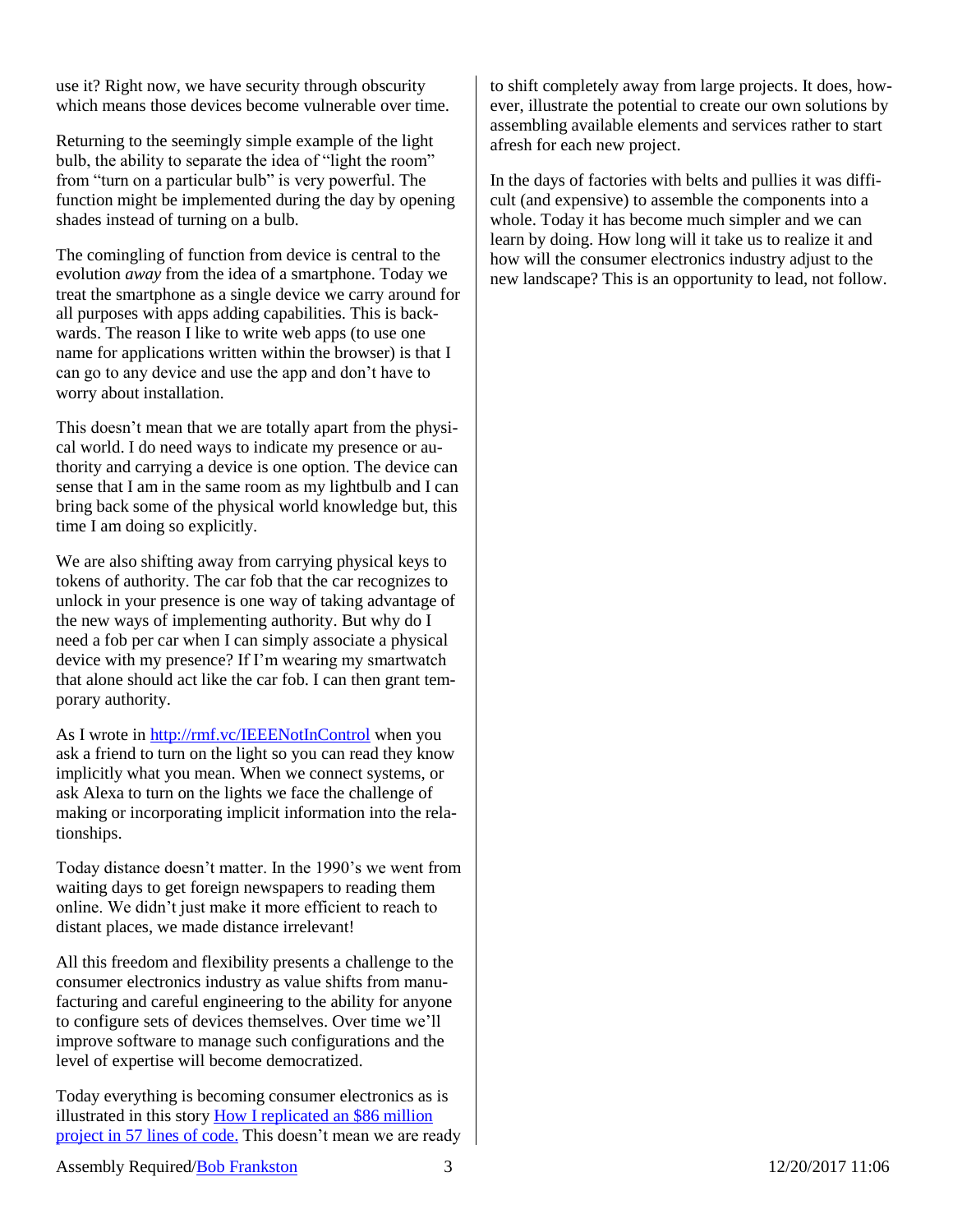use it? Right now, we have security through obscurity which means those devices become vulnerable over time.

Returning to the seemingly simple example of the light bulb, the ability to separate the idea of "light the room" from "turn on a particular bulb" is very powerful. The function might be implemented during the day by opening shades instead of turning on a bulb.

The comingling of function from device is central to the evolution *away* from the idea of a smartphone. Today we treat the smartphone as a single device we carry around for all purposes with apps adding capabilities. This is backwards. The reason I like to write web apps (to use one name for applications written within the browser) is that I can go to any device and use the app and don't have to worry about installation.

This doesn't mean that we are totally apart from the physical world. I do need ways to indicate my presence or authority and carrying a device is one option. The device can sense that I am in the same room as my lightbulb and I can bring back some of the physical world knowledge but, this time I am doing so explicitly.

We are also shifting away from carrying physical keys to tokens of authority. The car fob that the car recognizes to unlock in your presence is one way of taking advantage of the new ways of implementing authority. But why do I need a fob per car when I can simply associate a physical device with my presence? If I'm wearing my smartwatch that alone should act like the car fob. I can then grant temporary authority.

As I wrote in [http://rmf.vc/IEEENotInControl](http://rmf.vc/IEEENotInControl) when you ask a friend to turn on the light so you can read they know implicitly what you mean. When we connect systems, or ask Alexa to turn on the lights we face the challenge of making or incorporating implicit information into the relationships.

Today distance doesn't matter. In the 1990's we went from waiting days to get foreign newspapers to reading them online. We didn't just make it more efficient to reach to distant places, we made distance irrelevant!

All this freedom and flexibility presents a challenge to the consumer electronics industry as value shifts from manufacturing and careful engineering to the ability for anyone to configure sets of devices themselves. Over time we'll improve software to manage such configurations and the level of expertise will become democratized.

Today everything is becoming consumer electronics as is illustrated in this story How I replicated an $86 million project in 57 lines of code. This doesn't mean we are ready to shift completely away from large projects. It does, however, illustrate the potential to create our own solutions by assembling available elements and services rather to start afresh for each new project.

In the days of factories with belts and pullies it was difficult (and expensive) to assemble the components into a whole. Today it has become much simpler and we can learn by doing. How long will it take us to realize it and how will the consumer electronics industry adjust to the new landscape? This is an opportunity to lead, not follow.